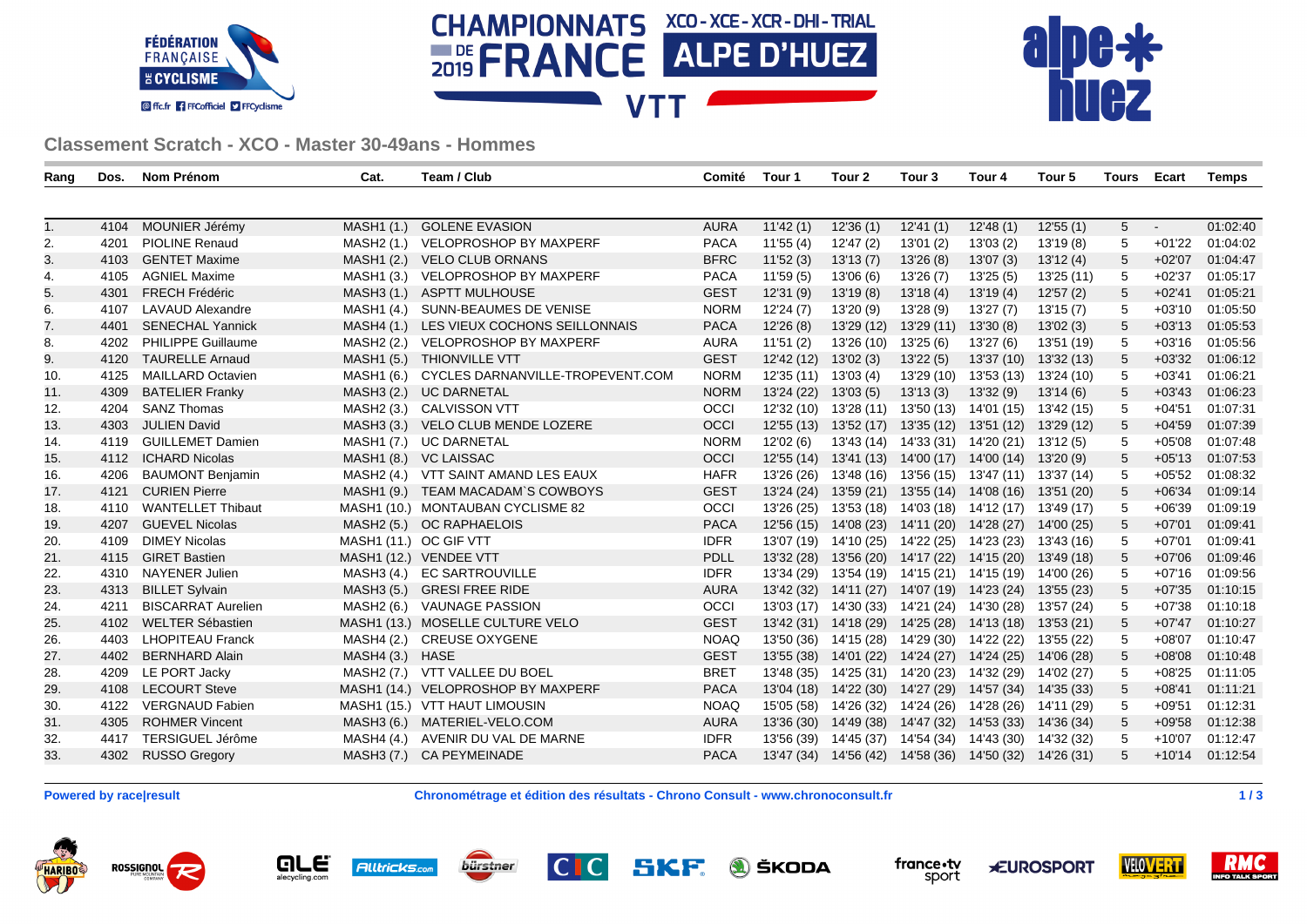CHAMPIONNATS DE FRANCE 2019 XCO - XCE - XCR - DHI - TRIAL ALPE D'HUEZ VTT

## Classement Scratch - XCO - Master 30-49ans - Hommes

| Rang | Dos. | Nom Prénom | Cat. | Team / Club | Comité | Tour 1 | Tour 2 | Tour 3 | Tour 4 | Tour 5 | Tours | Ecart | Temps |
|---|---|---|---|---|---|---|---|---|---|---|---|---|---|
| 1. | 4104 | MOUNIER Jérémy | MASH1 (1.) | GOLENE EVASION | AURA | 11'42 (1) | 12'36 (1) | 12'41 (1) | 12'48 (1) | 12'55 (1) | 5 | - | 01:02:40 |
| 2. | 4201 | PIOLINE Renaud | MASH2 (1.) | VELOPROSHOP BY MAXPERF | PACA | 11'55 (4) | 12'47 (2) | 13'01 (2) | 13'03 (2) | 13'19 (8) | 5 | +01'22 | 01:04:02 |
| 3. | 4103 | GENTET Maxime | MASH1 (2.) | VELO CLUB ORNANS | BFRC | 11'52 (3) | 13'13 (7) | 13'26 (8) | 13'07 (3) | 13'12 (4) | 5 | +02'07 | 01:04:47 |
| 4. | 4105 | AGNIEL Maxime | MASH1 (3.) | VELOPROSHOP BY MAXPERF | PACA | 11'59 (5) | 13'06 (6) | 13'26 (7) | 13'25 (5) | 13'25 (11) | 5 | +02'37 | 01:05:17 |
| 5. | 4301 | FRECH Frédéric | MASH3 (1.) | ASPTT MULHOUSE | GEST | 12'31 (9) | 13'19 (8) | 13'18 (4) | 13'19 (4) | 12'57 (2) | 5 | +02'41 | 01:05:21 |
| 6. | 4107 | LAVAUD Alexandre | MASH1 (4.) | SUNN-BEAUMES DE VENISE | NORM | 12'24 (7) | 13'20 (9) | 13'28 (9) | 13'27 (7) | 13'15 (7) | 5 | +03'10 | 01:05:50 |
| 7. | 4401 | SENECHAL Yannick | MASH4 (1.) | LES VIEUX COCHONS SEILLONNAIS | PACA | 12'26 (8) | 13'29 (12) | 13'29 (11) | 13'30 (8) | 13'02 (3) | 5 | +03'13 | 01:05:53 |
| 8. | 4202 | PHILIPPE Guillaume | MASH2 (2.) | VELOPROSHOP BY MAXPERF | AURA | 11'51 (2) | 13'26 (10) | 13'25 (6) | 13'27 (6) | 13'51 (19) | 5 | +03'16 | 01:05:56 |
| 9. | 4120 | TAURELLE Arnaud | MASH1 (5.) | THIONVILLE VTT | GEST | 12'42 (12) | 13'02 (3) | 13'22 (5) | 13'37 (10) | 13'32 (13) | 5 | +03'32 | 01:06:12 |
| 10. | 4125 | MAILLARD Octavien | MASH1 (6.) | CYCLES DARNANVILLE-TROPEVENT.COM | NORM | 12'35 (11) | 13'03 (4) | 13'29 (10) | 13'53 (13) | 13'24 (10) | 5 | +03'41 | 01:06:21 |
| 11. | 4309 | BATELIER Franky | MASH3 (2.) | UC DARNETAL | NORM | 13'24 (22) | 13'03 (5) | 13'13 (3) | 13'32 (9) | 13'14 (6) | 5 | +03'43 | 01:06:23 |
| 12. | 4204 | SANZ Thomas | MASH2 (3.) | CALVISSON VTT | OCCI | 12'32 (10) | 13'28 (11) | 13'50 (13) | 14'01 (15) | 13'42 (15) | 5 | +04'51 | 01:07:31 |
| 13. | 4303 | JULIEN David | MASH3 (3.) | VELO CLUB MENDE LOZERE | OCCI | 12'55 (13) | 13'52 (17) | 13'35 (12) | 13'51 (12) | 13'29 (12) | 5 | +04'59 | 01:07:39 |
| 14. | 4119 | GUILLEMET Damien | MASH1 (7.) | UC DARNETAL | NORM | 12'02 (6) | 13'43 (14) | 14'33 (31) | 14'20 (21) | 13'12 (5) | 5 | +05'08 | 01:07:48 |
| 15. | 4112 | ICHARD Nicolas | MASH1 (8.) | VC LAISSAC | OCCI | 12'55 (14) | 13'41 (13) | 14'00 (17) | 14'00 (14) | 13'20 (9) | 5 | +05'13 | 01:07:53 |
| 16. | 4206 | BAUMONT Benjamin | MASH2 (4.) | VTT SAINT AMAND LES EAUX | HAFR | 13'26 (26) | 13'48 (16) | 13'56 (15) | 13'47 (11) | 13'37 (14) | 5 | +05'52 | 01:08:32 |
| 17. | 4121 | CURIEN Pierre | MASH1 (9.) | TEAM MACADAM`S COWBOYS | GEST | 13'24 (24) | 13'59 (21) | 13'55 (14) | 14'08 (16) | 13'51 (20) | 5 | +06'34 | 01:09:14 |
| 18. | 4110 | WANTELLET Thibaut | MASH1 (10.) | MONTAUBAN CYCLISME 82 | OCCI | 13'26 (25) | 13'53 (18) | 14'03 (18) | 14'12 (17) | 13'49 (17) | 5 | +06'39 | 01:09:19 |
| 19. | 4207 | GUEVEL Nicolas | MASH2 (5.) | OC RAPHAELOIS | PACA | 12'56 (15) | 14'08 (23) | 14'11 (20) | 14'28 (27) | 14'00 (25) | 5 | +07'01 | 01:09:41 |
| 20. | 4109 | DIMEY Nicolas | MASH1 (11.) | OC GIF VTT | IDFR | 13'07 (19) | 14'10 (25) | 14'22 (25) | 14'23 (23) | 13'43 (16) | 5 | +07'01 | 01:09:41 |
| 21. | 4115 | GIRET Bastien | MASH1 (12.) | VENDEE VTT | PDLL | 13'32 (28) | 13'56 (20) | 14'17 (22) | 14'15 (20) | 13'49 (18) | 5 | +07'06 | 01:09:46 |
| 22. | 4310 | NAYENER Julien | MASH3 (4.) | EC SARTROUVILLE | IDFR | 13'34 (29) | 13'54 (19) | 14'15 (21) | 14'15 (19) | 14'00 (26) | 5 | +07'16 | 01:09:56 |
| 23. | 4313 | BILLET Sylvain | MASH3 (5.) | GRESI FREE RIDE | AURA | 13'42 (32) | 14'11 (27) | 14'07 (19) | 14'23 (24) | 13'55 (23) | 5 | +07'35 | 01:10:15 |
| 24. | 4211 | BISCARRAT Aurelien | MASH2 (6.) | VAUNAGE PASSION | OCCI | 13'03 (17) | 14'30 (33) | 14'21 (24) | 14'30 (28) | 13'57 (24) | 5 | +07'38 | 01:10:18 |
| 25. | 4102 | WELTER Sébastien | MASH1 (13.) | MOSELLE CULTURE VELO | GEST | 13'42 (31) | 14'18 (29) | 14'25 (28) | 14'13 (18) | 13'53 (21) | 5 | +07'47 | 01:10:27 |
| 26. | 4403 | LHOPITEAU Franck | MASH4 (2.) | CREUSE OXYGENE | NOAQ | 13'50 (36) | 14'15 (28) | 14'29 (30) | 14'22 (22) | 13'55 (22) | 5 | +08'07 | 01:10:47 |
| 27. | 4402 | BERNHARD Alain | MASH4 (3.) | HASE | GEST | 13'55 (38) | 14'01 (22) | 14'24 (27) | 14'24 (25) | 14'06 (28) | 5 | +08'08 | 01:10:48 |
| 28. | 4209 | LE PORT Jacky | MASH2 (7.) | VTT VALLEE DU BOEL | BRET | 13'48 (35) | 14'25 (31) | 14'20 (23) | 14'32 (29) | 14'02 (27) | 5 | +08'25 | 01:11:05 |
| 29. | 4108 | LECOURT Steve | MASH1 (14.) | VELOPROSHOP BY MAXPERF | PACA | 13'04 (18) | 14'22 (30) | 14'27 (29) | 14'57 (34) | 14'35 (33) | 5 | +08'41 | 01:11:21 |
| 30. | 4122 | VERGNAUD Fabien | MASH1 (15.) | VTT HAUT LIMOUSIN | NOAQ | 15'05 (58) | 14'26 (32) | 14'24 (26) | 14'28 (26) | 14'11 (29) | 5 | +09'51 | 01:12:31 |
| 31. | 4305 | ROHMER Vincent | MASH3 (6.) | MATERIEL-VELO.COM | AURA | 13'36 (30) | 14'49 (38) | 14'47 (32) | 14'53 (33) | 14'36 (34) | 5 | +09'58 | 01:12:38 |
| 32. | 4417 | TERSIGUEL Jérôme | MASH4 (4.) | AVENIR DU VAL DE MARNE | IDFR | 13'56 (39) | 14'45 (37) | 14'54 (34) | 14'43 (30) | 14'32 (32) | 5 | +10'07 | 01:12:47 |
| 33. | 4302 | RUSSO Gregory | MASH3 (7.) | CA PEYMEINADE | PACA | 13'47 (34) | 14'56 (42) | 14'58 (36) | 14'50 (32) | 14'26 (31) | 5 | +10'14 | 01:12:54 |

**Powered by race|result** **Chronométrage et édition des résultats - Chrono Consult - www.chronoconsult.fr**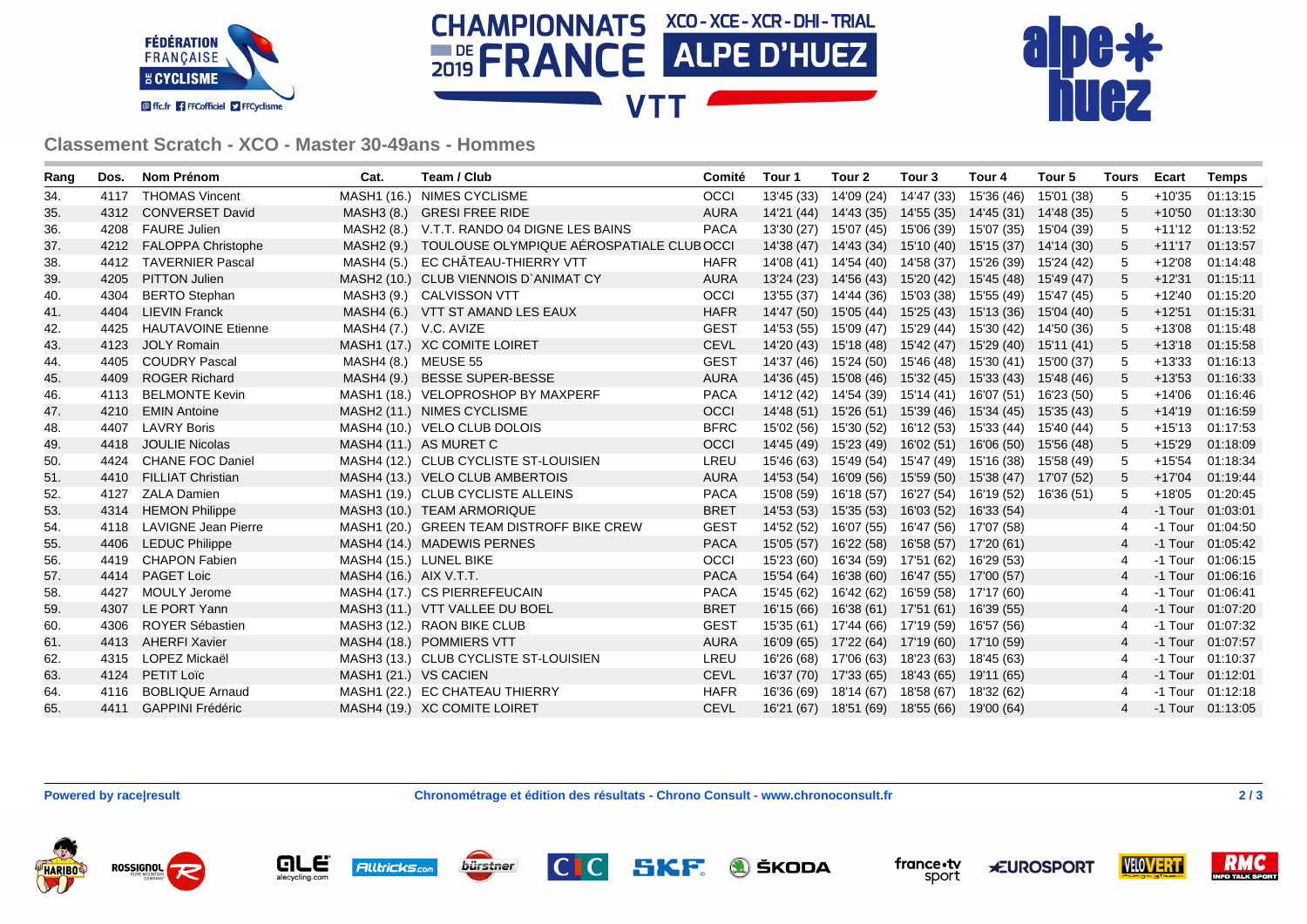## Classement Scratch - XCO - Master 30-49ans - Hommes

| Rang | Dos. | Nom Prénom | Cat. | Team / Club | Comité | Tour 1 | Tour 2 | Tour 3 | Tour 4 | Tour 5 | Tours | Ecart | Temps |
|---|---|---|---|---|---|---|---|---|---|---|---|---|---|
| 34. | 4117 | THOMAS Vincent | MASH1 (16.) | NIMES CYCLISME | OCCI | 13'45 (33) | 14'09 (24) | 14'47 (33) | 15'36 (46) | 15'01 (38) | 5 | +10'35 | 01:13:15 |
| 35. | 4312 | CONVERSET David | MASH3 (8.) | GRESI FREE RIDE | AURA | 14'21 (44) | 14'43 (35) | 14'55 (35) | 14'45 (31) | 14'48 (35) | 5 | +10'50 | 01:13:30 |
| 36. | 4208 | FAURE Julien | MASH2 (8.) | V.T.T. RANDO 04 DIGNE LES BAINS | PACA | 13'30 (27) | 15'07 (45) | 15'06 (39) | 15'07 (35) | 15'04 (39) | 5 | +11'12 | 01:13:52 |
| 37. | 4212 | FALOPPA Christophe | MASH2 (9.) | TOULOUSE OLYMPIQUE AÉROSPATIALE CLUB | OCCI | 14'38 (47) | 14'43 (34) | 15'10 (40) | 15'15 (37) | 14'14 (30) | 5 | +11'17 | 01:13:57 |
| 38. | 4412 | TAVERNIER Pascal | MASH4 (5.) | EC CHÂTEAU-THIERRY VTT | HAFR | 14'08 (41) | 14'54 (40) | 14'58 (37) | 15'26 (39) | 15'24 (42) | 5 | +12'08 | 01:14:48 |
| 39. | 4205 | PITTON Julien | MASH2 (10.) | CLUB VIENNOIS D`ANIMAT CY | AURA | 13'24 (23) | 14'56 (43) | 15'20 (42) | 15'45 (48) | 15'49 (47) | 5 | +12'31 | 01:15:11 |
| 40. | 4304 | BERTO Stephan | MASH3 (9.) | CALVISSON VTT | OCCI | 13'55 (37) | 14'44 (36) | 15'03 (38) | 15'55 (49) | 15'47 (45) | 5 | +12'40 | 01:15:20 |
| 41. | 4404 | LIEVIN Franck | MASH4 (6.) | VTT ST AMAND LES EAUX | HAFR | 14'47 (50) | 15'05 (44) | 15'25 (43) | 15'13 (36) | 15'04 (40) | 5 | +12'51 | 01:15:31 |
| 42. | 4425 | HAUTAVOINE Etienne | MASH4 (7.) | V.C. AVIZE | GEST | 14'53 (55) | 15'09 (47) | 15'29 (44) | 15'30 (42) | 14'50 (36) | 5 | +13'08 | 01:15:48 |
| 43. | 4123 | JOLY Romain | MASH1 (17.) | XC COMITE LOIRET | CEVL | 14'20 (43) | 15'18 (48) | 15'42 (47) | 15'29 (40) | 15'11 (41) | 5 | +13'18 | 01:15:58 |
| 44. | 4405 | COUDRY Pascal | MASH4 (8.) | MEUSE 55 | GEST | 14'37 (46) | 15'24 (50) | 15'46 (48) | 15'30 (41) | 15'00 (37) | 5 | +13'33 | 01:16:13 |
| 45. | 4409 | ROGER Richard | MASH4 (9.) | BESSE SUPER-BESSE | AURA | 14'36 (45) | 15'08 (46) | 15'32 (45) | 15'33 (43) | 15'48 (46) | 5 | +13'53 | 01:16:33 |
| 46. | 4113 | BELMONTE Kevin | MASH1 (18.) | VELOPROSHOP BY MAXPERF | PACA | 14'12 (42) | 14'54 (39) | 15'14 (41) | 16'07 (51) | 16'23 (50) | 5 | +14'06 | 01:16:46 |
| 47. | 4210 | EMIN Antoine | MASH2 (11.) | NIMES CYCLISME | OCCI | 14'48 (51) | 15'26 (51) | 15'39 (46) | 15'34 (45) | 15'35 (43) | 5 | +14'19 | 01:16:59 |
| 48. | 4407 | LAVRY Boris | MASH4 (10.) | VELO CLUB DOLOIS | BFRC | 15'02 (56) | 15'30 (52) | 16'12 (53) | 15'33 (44) | 15'40 (44) | 5 | +15'13 | 01:17:53 |
| 49. | 4418 | JOULIE Nicolas | MASH4 (11.) | AS MURET C | OCCI | 14'45 (49) | 15'23 (49) | 16'02 (51) | 16'06 (50) | 15'56 (48) | 5 | +15'29 | 01:18:09 |
| 50. | 4424 | CHANE FOC Daniel | MASH4 (12.) | CLUB CYCLISTE ST-LOUISIEN | LREU | 15'46 (63) | 15'49 (54) | 15'47 (49) | 15'16 (38) | 15'58 (49) | 5 | +15'54 | 01:18:34 |
| 51. | 4410 | FILLIAT Christian | MASH4 (13.) | VELO CLUB AMBERTOIS | AURA | 14'53 (54) | 16'09 (56) | 15'59 (50) | 15'38 (47) | 17'07 (52) | 5 | +17'04 | 01:19:44 |
| 52. | 4127 | ZALA Damien | MASH1 (19.) | CLUB CYCLISTE ALLEINS | PACA | 15'08 (59) | 16'18 (57) | 16'27 (54) | 16'19 (52) | 16'36 (51) | 5 | +18'05 | 01:20:45 |
| 53. | 4314 | HEMON Philippe | MASH3 (10.) | TEAM ARMORIQUE | BRET | 14'53 (53) | 15'35 (53) | 16'03 (52) | 16'33 (54) | | 4 | -1 Tour | 01:03:01 |
| 54. | 4118 | LAVIGNE Jean Pierre | MASH1 (20.) | GREEN TEAM DISTROFF BIKE CREW | GEST | 14'52 (52) | 16'07 (55) | 16'47 (56) | 17'07 (58) | | 4 | -1 Tour | 01:04:50 |
| 55. | 4406 | LEDUC Philippe | MASH4 (14.) | MADEWIS PERNES | PACA | 15'05 (57) | 16'22 (58) | 16'58 (57) | 17'20 (61) | | 4 | -1 Tour | 01:05:42 |
| 56. | 4419 | CHAPON Fabien | MASH4 (15.) | LUNEL BIKE | OCCI | 15'23 (60) | 16'34 (59) | 17'51 (62) | 16'29 (53) | | 4 | -1 Tour | 01:06:15 |
| 57. | 4414 | PAGET Loic | MASH4 (16.) | AIX V.T.T. | PACA | 15'54 (64) | 16'38 (60) | 16'47 (55) | 17'00 (57) | | 4 | -1 Tour | 01:06:16 |
| 58. | 4427 | MOULY Jerome | MASH4 (17.) | CS PIERREFEUCAIN | PACA | 15'45 (62) | 16'42 (62) | 16'59 (58) | 17'17 (60) | | 4 | -1 Tour | 01:06:41 |
| 59. | 4307 | LE PORT Yann | MASH3 (11.) | VTT VALLEE DU BOEL | BRET | 16'15 (66) | 16'38 (61) | 17'51 (61) | 16'39 (55) | | 4 | -1 Tour | 01:07:20 |
| 60. | 4306 | ROYER Sébastien | MASH3 (12.) | RAON BIKE CLUB | GEST | 15'35 (61) | 17'44 (66) | 17'19 (59) | 16'57 (56) | | 4 | -1 Tour | 01:07:32 |
| 61. | 4413 | AHERFI Xavier | MASH4 (18.) | POMMIERS VTT | AURA | 16'09 (65) | 17'22 (64) | 17'19 (60) | 17'10 (59) | | 4 | -1 Tour | 01:07:57 |
| 62. | 4315 | LOPEZ Mickaël | MASH3 (13.) | CLUB CYCLISTE ST-LOUISIEN | LREU | 16'26 (68) | 17'06 (63) | 18'23 (63) | 18'45 (63) | | 4 | -1 Tour | 01:10:37 |
| 63. | 4124 | PETIT Loïc | MASH1 (21.) | VS CACIEN | CEVL | 16'37 (70) | 17'33 (65) | 18'43 (65) | 19'11 (65) | | 4 | -1 Tour | 01:12:01 |
| 64. | 4116 | BOBLIQUE Arnaud | MASH1 (22.) | EC CHATEAU THIERRY | HAFR | 16'36 (69) | 18'14 (67) | 18'58 (67) | 18'32 (62) | | 4 | -1 Tour | 01:12:18 |
| 65. | 4411 | GAPPINI Frédéric | MASH4 (19.) | XC COMITE LOIRET | CEVL | 16'21 (67) | 18'51 (69) | 18'55 (66) | 19'00 (64) | | 4 | -1 Tour | 01:13:05 |

**Powered by race|result** — **Chronométrage et édition des résultats - Chrono Consult - www.chronoconsult.fr**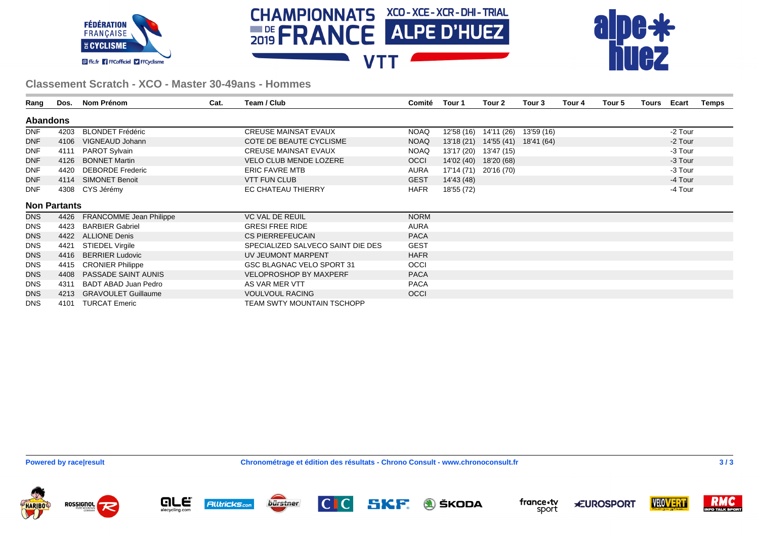## Classement Scratch - XCO - Master 30-49ans - Hommes

| Rang | Dos. | Nom Prénom | Cat. | Team / Club | Comité | Tour 1 | Tour 2 | Tour 3 | Tour 4 | Tour 5 | Tours | Ecart | Temps |
|---|---|---|---|---|---|---|---|---|---|---|---|---|---|
| **Abandons** | | | | | | | | | | | | | |
| DNF | 4203 | BLONDET Frédéric | | CREUSE MAINSAT EVAUX | NOAQ | 12'58 (16) | 14'11 (26) | 13'59 (16) | | | | -2 Tour | |
| DNF | 4106 | VIGNEAUD Johann | | COTE DE BEAUTE CYCLISME | NOAQ | 13'18 (21) | 14'55 (41) | 18'41 (64) | | | | -2 Tour | |
| DNF | 4111 | PAROT Sylvain | | CREUSE MAINSAT EVAUX | NOAQ | 13'17 (20) | 13'47 (15) | | | | | -3 Tour | |
| DNF | 4126 | BONNET Martin | | VELO CLUB MENDE LOZERE | OCCI | 14'02 (40) | 18'20 (68) | | | | | -3 Tour | |
| DNF | 4420 | DEBORDE Frederic | | ERIC FAVRE MTB | AURA | 17'14 (71) | 20'16 (70) | | | | | -3 Tour | |
| DNF | 4114 | SIMONET Benoit | | VTT FUN CLUB | GEST | 14'43 (48) | | | | | | -4 Tour | |
| DNF | 4308 | CYS Jérémy | | EC CHATEAU THIERRY | HAFR | 18'55 (72) | | | | | | -4 Tour | |
| **Non Partants** | | | | | | | | | | | | | |
| DNS | 4426 | FRANCOMME Jean Philippe | | VC VAL DE REUIL | NORM | | | | | | | | |
| DNS | 4423 | BARBIER Gabriel | | GRESI FREE RIDE | AURA | | | | | | | | |
| DNS | 4422 | ALLIONE Denis | | CS PIERREFEUCAIN | PACA | | | | | | | | |
| DNS | 4421 | STIEDEL Virgile | | SPECIALIZED SALVECO SAINT DIE DES | GEST | | | | | | | | |
| DNS | 4416 | BERRIER Ludovic | | UV JEUMONT MARPENT | HAFR | | | | | | | | |
| DNS | 4415 | CRONIER Philippe | | GSC BLAGNAC VELO SPORT 31 | OCCI | | | | | | | | |
| DNS | 4408 | PASSADE SAINT AUNIS | | VELOPROSHOP BY MAXPERF | PACA | | | | | | | | |
| DNS | 4311 | BADT ABAD Juan Pedro | | AS VAR MER VTT | PACA | | | | | | | | |
| DNS | 4213 | GRAVOULET Guillaume | | VOULVOUL RACING | OCCI | | | | | | | | |
| DNS | 4101 | TURCAT Emeric | | TEAM SWTY MOUNTAIN TSCHOPP | | | | | | | | | |

Powered by race|result — Chronométrage et édition des résultats - Chrono Consult - www.chronoconsult.fr